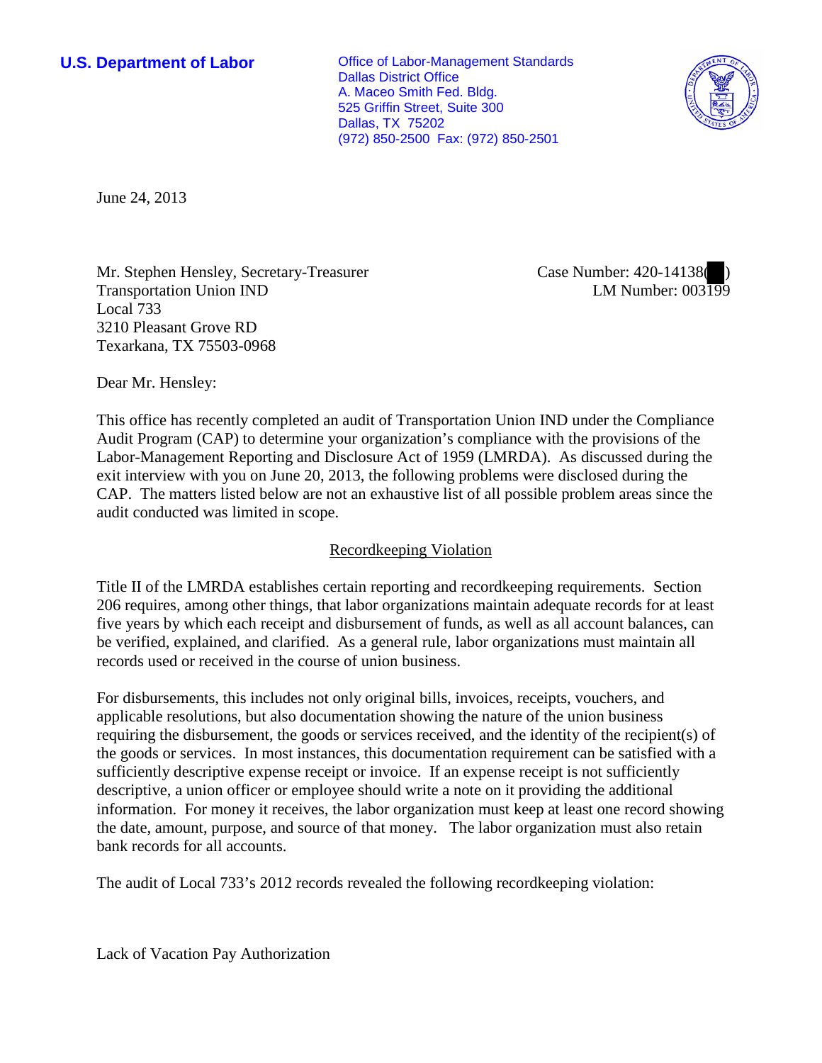**U.S. Department of Labor**

Office of Labor-Management Standards
Dallas District Office
A. Maceo Smith Fed. Bldg.
525 Griffin Street, Suite 300
Dallas, TX 75202
(972) 850-2500 Fax: (972) 850-2501

June 24, 2013

Mr. Stephen Hensley, Secretary-Treasurer
Transportation Union IND
Local 733
3210 Pleasant Grove RD
Texarkana, TX 75503-0968

Case Number: 420-14138( )
LM Number: 003199

Dear Mr. Hensley:

This office has recently completed an audit of Transportation Union IND under the Compliance Audit Program (CAP) to determine your organization's compliance with the provisions of the Labor-Management Reporting and Disclosure Act of 1959 (LMRDA). As discussed during the exit interview with you on June 20, 2013, the following problems were disclosed during the CAP. The matters listed below are not an exhaustive list of all possible problem areas since the audit conducted was limited in scope.

## Recordkeeping Violation

Title II of the LMRDA establishes certain reporting and recordkeeping requirements. Section 206 requires, among other things, that labor organizations maintain adequate records for at least five years by which each receipt and disbursement of funds, as well as all account balances, can be verified, explained, and clarified. As a general rule, labor organizations must maintain all records used or received in the course of union business.

For disbursements, this includes not only original bills, invoices, receipts, vouchers, and applicable resolutions, but also documentation showing the nature of the union business requiring the disbursement, the goods or services received, and the identity of the recipient(s) of the goods or services. In most instances, this documentation requirement can be satisfied with a sufficiently descriptive expense receipt or invoice. If an expense receipt is not sufficiently descriptive, a union officer or employee should write a note on it providing the additional information. For money it receives, the labor organization must keep at least one record showing the date, amount, purpose, and source of that money. The labor organization must also retain bank records for all accounts.

The audit of Local 733's 2012 records revealed the following recordkeeping violation:

Lack of Vacation Pay Authorization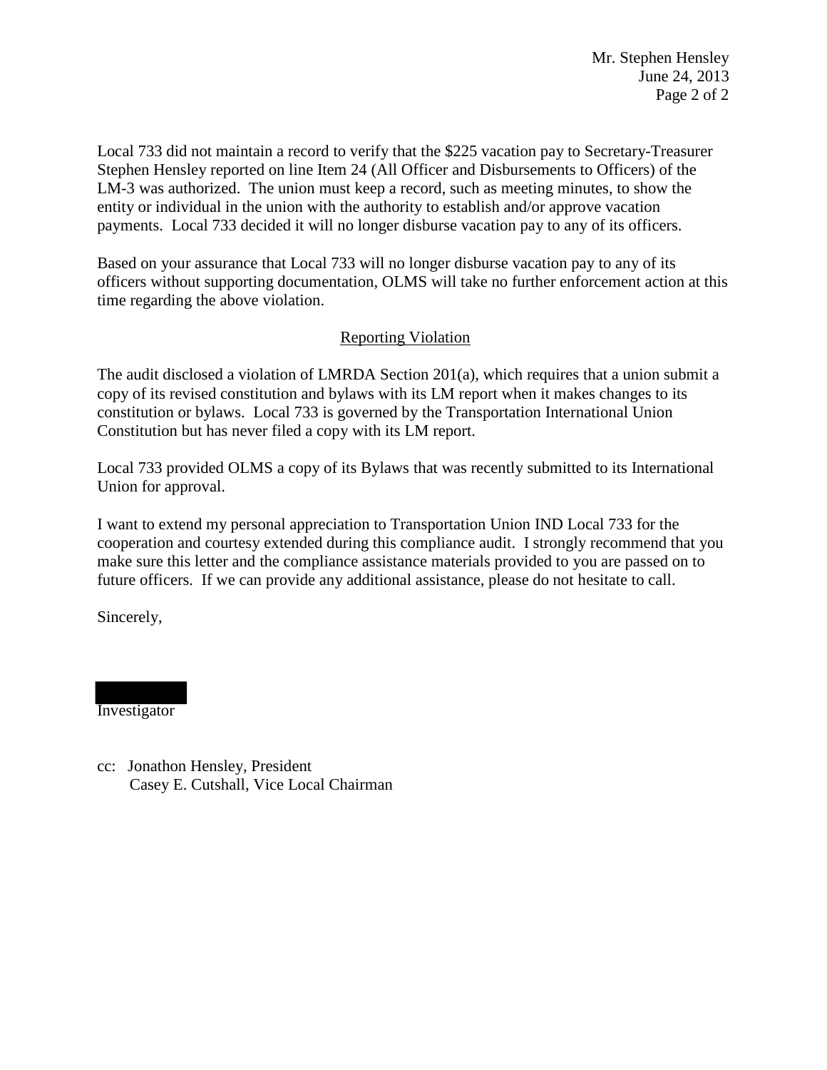Local 733 did not maintain a record to verify that the $225 vacation pay to Secretary-Treasurer Stephen Hensley reported on line Item 24 (All Officer and Disbursements to Officers) of the LM-3 was authorized. The union must keep a record, such as meeting minutes, to show the entity or individual in the union with the authority to establish and/or approve vacation payments. Local 733 decided it will no longer disburse vacation pay to any of its officers.

Based on your assurance that Local 733 will no longer disburse vacation pay to any of its officers without supporting documentation, OLMS will take no further enforcement action at this time regarding the above violation.

## Reporting Violation

The audit disclosed a violation of LMRDA Section 201(a), which requires that a union submit a copy of its revised constitution and bylaws with its LM report when it makes changes to its constitution or bylaws. Local 733 is governed by the Transportation International Union Constitution but has never filed a copy with its LM report.

Local 733 provided OLMS a copy of its Bylaws that was recently submitted to its International Union for approval.

I want to extend my personal appreciation to Transportation Union IND Local 733 for the cooperation and courtesy extended during this compliance audit. I strongly recommend that you make sure this letter and the compliance assistance materials provided to you are passed on to future officers. If we can provide any additional assistance, please do not hesitate to call.

Sincerely,

Investigator

cc: Jonathon Hensley, President
Casey E. Cutshall, Vice Local Chairman